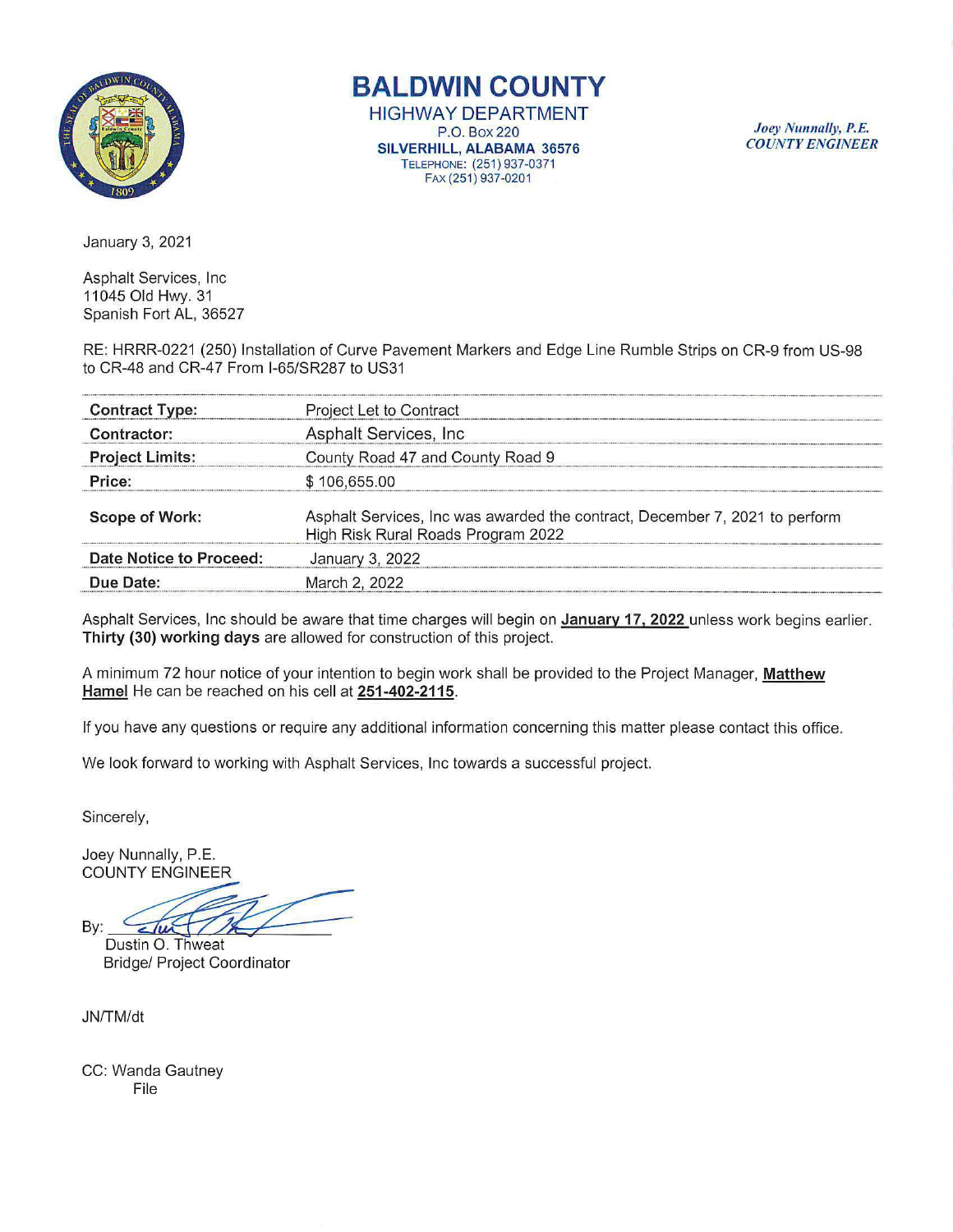# BALDWIN COUNTY

HIGHWAY DEPARTMENT
P.O. Box 220
**SILVERHILL, ALABAMA 36576**
TELEPHONE: (251) 937-0371
FAX (251) 937-0201

*Joey Nunnally, P.E.*
*COUNTY ENGINEER*

January 3, 2021

Asphalt Services, Inc
11045 Old Hwy. 31
Spanish Fort AL, 36527

RE: HRRR-0221 (250) Installation of Curve Pavement Markers and Edge Line Rumble Strips on CR-9 from US-98 to CR-48 and CR-47 From I-65/SR287 to US31

| | |
|---|---|
| **Contract Type:** | Project Let to Contract |
| **Contractor:** | Asphalt Services, Inc |
| **Project Limits:** | County Road 47 and County Road 9 |
| **Price:** | $ 106,655.00 |
| **Scope of Work:** | Asphalt Services, Inc was awarded the contract, December 7, 2021 to perform High Risk Rural Roads Program 2022 |
| **Date Notice to Proceed:** | January 3, 2022 |
| **Due Date:** | March 2, 2022 |

Asphalt Services, Inc should be aware that time charges will begin on **January 17, 2022** unless work begins earlier. **Thirty (30) working days** are allowed for construction of this project.

A minimum 72 hour notice of your intention to begin work shall be provided to the Project Manager, **Matthew Hamel** He can be reached on his cell at **251-402-2115**.

If you have any questions or require any additional information concerning this matter please contact this office.

We look forward to working with Asphalt Services, Inc towards a successful project.

Sincerely,

Joey Nunnally, P.E.
COUNTY ENGINEER

By: ______________________
Dustin O. Thweat
Bridge/ Project Coordinator

JN/TM/dt

CC: Wanda Gautney
File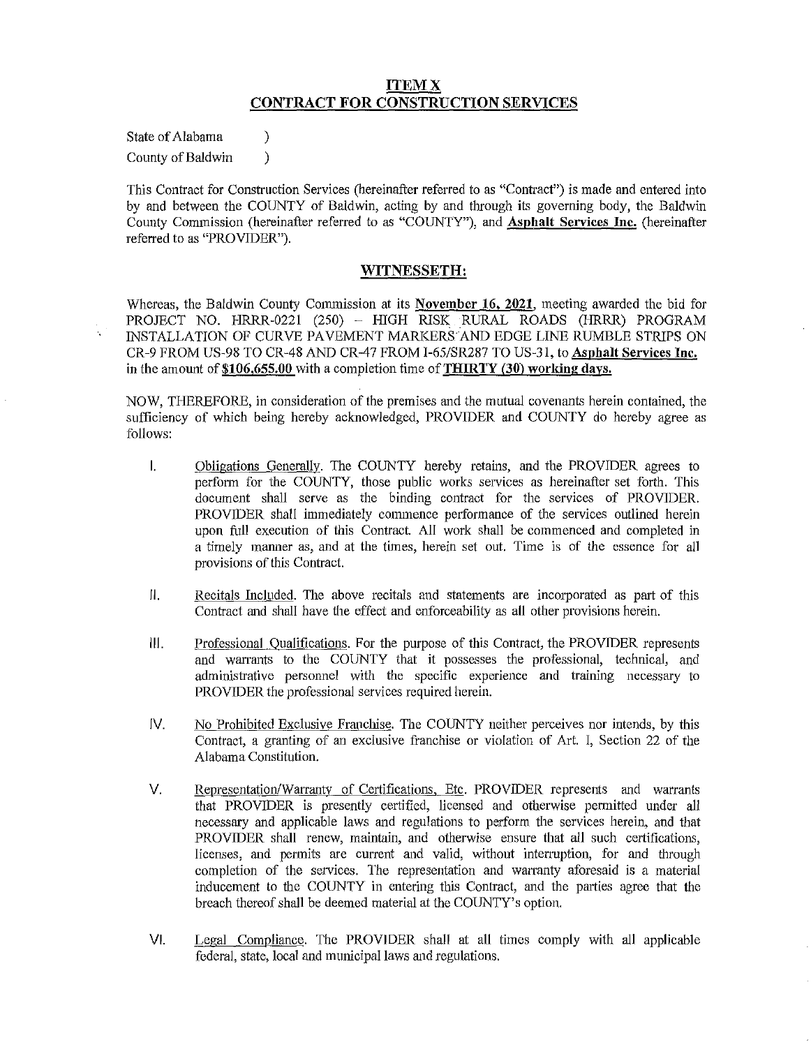## ITEM X
## CONTRACT FOR CONSTRUCTION SERVICES

State of Alabama )
County of Baldwin )

This Contract for Construction Services (hereinafter referred to as "Contract") is made and entered into by and between the COUNTY of Baldwin, acting by and through its governing body, the Baldwin County Commission (hereinafter referred to as "COUNTY"), and **Asphalt Services Inc.** (hereinafter referred to as "PROVIDER").

### WITNESSETH:

Whereas, the Baldwin County Commission at its **November 16, 2021**, meeting awarded the bid for PROJECT NO. HRRR-0221 (250) – HIGH RISK RURAL ROADS (HRRR) PROGRAM INSTALLATION OF CURVE PAVEMENT MARKERS AND EDGE LINE RUMBLE STRIPS ON CR-9 FROM US-98 TO CR-48 AND CR-47 FROM I-65/SR287 TO US-31, to **Asphalt Services Inc.** in the amount of **$106,655.00** with a completion time of **THIRTY (30) working days.**

NOW, THEREFORE, in consideration of the premises and the mutual covenants herein contained, the sufficiency of which being hereby acknowledged, PROVIDER and COUNTY do hereby agree as follows:

I. Obligations Generally. The COUNTY hereby retains, and the PROVIDER agrees to perform for the COUNTY, those public works services as hereinafter set forth. This document shall serve as the binding contract for the services of PROVIDER. PROVIDER shall immediately commence performance of the services outlined herein upon full execution of this Contract. All work shall be commenced and completed in a timely manner as, and at the times, herein set out. Time is of the essence for all provisions of this Contract.

II. Recitals Included. The above recitals and statements are incorporated as part of this Contract and shall have the effect and enforceability as all other provisions herein.

III. Professional Qualifications. For the purpose of this Contract, the PROVIDER represents and warrants to the COUNTY that it possesses the professional, technical, and administrative personnel with the specific experience and training necessary to PROVIDER the professional services required herein.

IV. No Prohibited Exclusive Franchise. The COUNTY neither perceives nor intends, by this Contract, a granting of an exclusive franchise or violation of Art. I, Section 22 of the Alabama Constitution.

V. Representation/Warranty of Certifications, Etc. PROVIDER represents and warrants that PROVIDER is presently certified, licensed and otherwise permitted under all necessary and applicable laws and regulations to perform the services herein, and that PROVIDER shall renew, maintain, and otherwise ensure that all such certifications, licenses, and permits are current and valid, without interruption, for and through completion of the services. The representation and warranty aforesaid is a material inducement to the COUNTY in entering this Contract, and the parties agree that the breach thereof shall be deemed material at the COUNTY's option.

VI. Legal Compliance. The PROVIDER shall at all times comply with all applicable federal, state, local and municipal laws and regulations.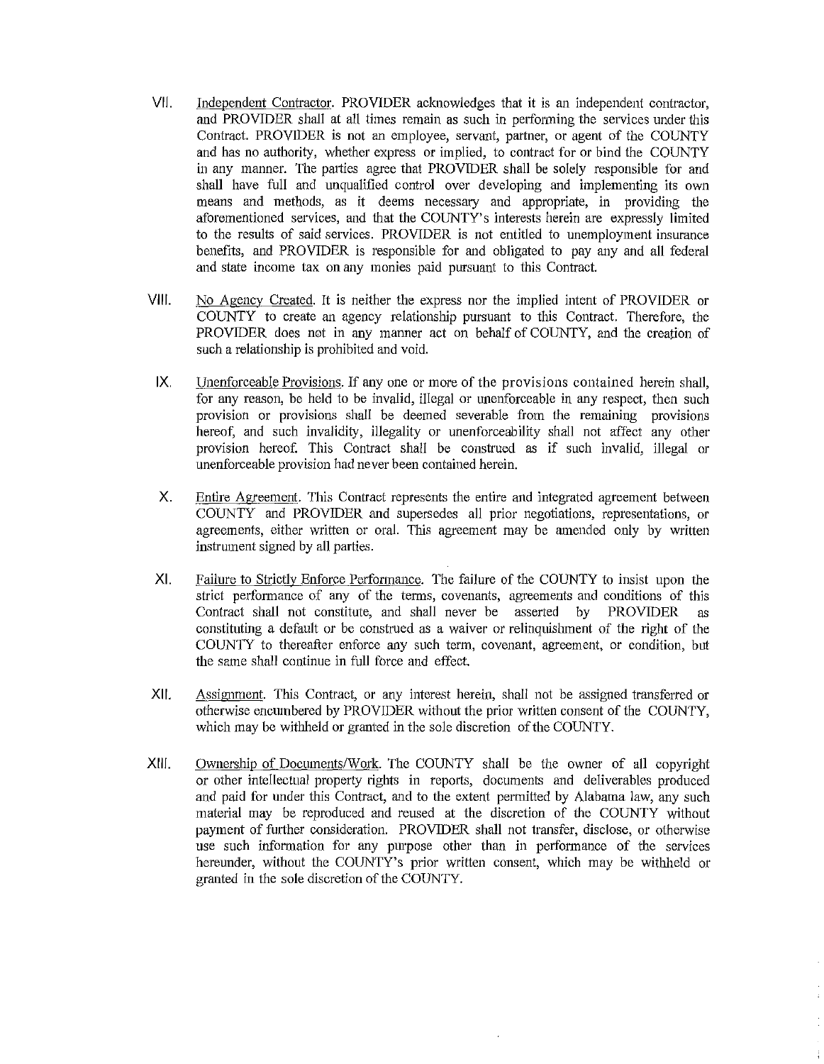VII. Independent Contractor. PROVIDER acknowledges that it is an independent contractor, and PROVIDER shall at all times remain as such in performing the services under this Contract. PROVIDER is not an employee, servant, partner, or agent of the COUNTY and has no authority, whether express or implied, to contract for or bind the COUNTY in any manner. The parties agree that PROVIDER shall be solely responsible for and shall have full and unqualified control over developing and implementing its own means and methods, as it deems necessary and appropriate, in providing the aforementioned services, and that the COUNTY's interests herein are expressly limited to the results of said services. PROVIDER is not entitled to unemployment insurance benefits, and PROVIDER is responsible for and obligated to pay any and all federal and state income tax on any monies paid pursuant to this Contract.

VIII. No Agency Created. It is neither the express nor the implied intent of PROVIDER or COUNTY to create an agency relationship pursuant to this Contract. Therefore, the PROVIDER does not in any manner act on behalf of COUNTY, and the creation of such a relationship is prohibited and void.

IX. Unenforceable Provisions. If any one or more of the provisions contained herein shall, for any reason, be held to be invalid, illegal or unenforceable in any respect, then such provision or provisions shall be deemed severable from the remaining provisions hereof, and such invalidity, illegality or unenforceability shall not affect any other provision hereof. This Contract shall be construed as if such invalid, illegal or unenforceable provision had never been contained herein.

X. Entire Agreement. This Contract represents the entire and integrated agreement between COUNTY and PROVIDER and supersedes all prior negotiations, representations, or agreements, either written or oral. This agreement may be amended only by written instrument signed by all parties.

XI. Failure to Strictly Enforce Performance. The failure of the COUNTY to insist upon the strict performance of any of the terms, covenants, agreements and conditions of this Contract shall not constitute, and shall never be asserted by PROVIDER as constituting a default or be construed as a waiver or relinquishment of the right of the COUNTY to thereafter enforce any such term, covenant, agreement, or condition, but the same shall continue in full force and effect.

XII. Assignment. This Contract, or any interest herein, shall not be assigned transferred or otherwise encumbered by PROVIDER without the prior written consent of the COUNTY, which may be withheld or granted in the sole discretion of the COUNTY.

XIII. Ownership of Documents/Work. The COUNTY shall be the owner of all copyright or other intellectual property rights in reports, documents and deliverables produced and paid for under this Contract, and to the extent permitted by Alabama law, any such material may be reproduced and reused at the discretion of the COUNTY without payment of further consideration. PROVIDER shall not transfer, disclose, or otherwise use such information for any purpose other than in performance of the services hereunder, without the COUNTY's prior written consent, which may be withheld or granted in the sole discretion of the COUNTY.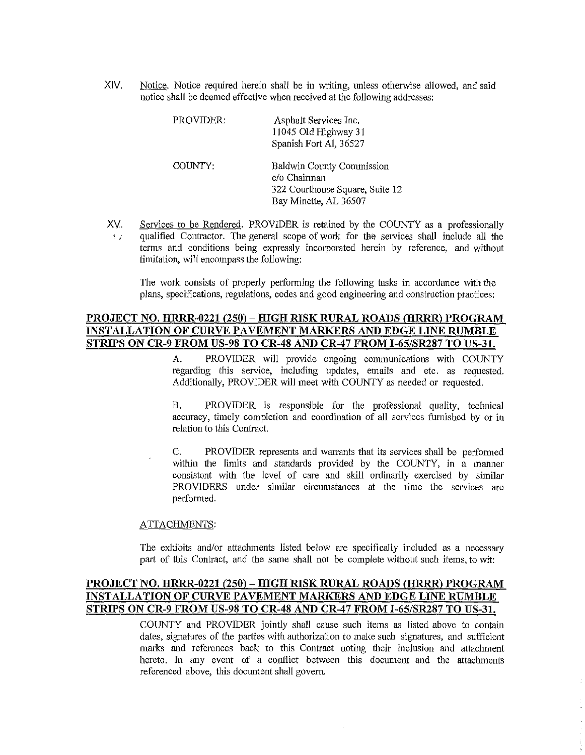XIV. <u>Notice</u>. Notice required herein shall be in writing, unless otherwise allowed, and said notice shall be deemed effective when received at the following addresses:

PROVIDER:

Asphalt Services Inc.
11045 Old Highway 31
Spanish Fort Al, 36527

COUNTY:

Baldwin County Commission
c/o Chairman
322 Courthouse Square, Suite 12
Bay Minette, AL 36507

XV. <u>Services to be Rendered</u>. PROVIDER is retained by the COUNTY as a professionally qualified Contractor. The general scope of work for the services shall include all the terms and conditions being expressly incorporated herein by reference, and without limitation, will encompass the following:

The work consists of properly performing the following tasks in accordance with the plans, specifications, regulations, codes and good engineering and construction practices:

**<u>PROJECT NO. HRRR-0221 (250) – HIGH RISK RURAL ROADS (HRRR) PROGRAM INSTALLATION OF CURVE PAVEMENT MARKERS AND EDGE LINE RUMBLE STRIPS ON CR-9 FROM US-98 TO CR-48 AND CR-47 FROM I-65/SR287 TO US-31.</u>**

A. PROVIDER will provide ongoing communications with COUNTY regarding this service, including updates, emails and etc. as requested. Additionally, PROVIDER will meet with COUNTY as needed or requested.

B. PROVIDER is responsible for the professional quality, technical accuracy, timely completion and coordination of all services furnished by or in relation to this Contract.

C. PROVIDER represents and warrants that its services shall be performed within the limits and standards provided by the COUNTY, in a manner consistent with the level of care and skill ordinarily exercised by similar PROVIDERS under similar circumstances at the time the services are performed.

<u>ATTACHMENTS</u>:

The exhibits and/or attachments listed below are specifically included as a necessary part of this Contract, and the same shall not be complete without such items, to wit:

**<u>PROJECT NO. HRRR-0221 (250) – HIGH RISK RURAL ROADS (HRRR) PROGRAM INSTALLATION OF CURVE PAVEMENT MARKERS AND EDGE LINE RUMBLE STRIPS ON CR-9 FROM US-98 TO CR-48 AND CR-47 FROM I-65/SR287 TO US-31.</u>**

COUNTY and PROVIDER jointly shall cause such items as listed above to contain dates, signatures of the parties with authorization to make such signatures, and sufficient marks and references back to this Contract noting their inclusion and attachment hereto. In any event of a conflict between this document and the attachments referenced above, this document shall govern.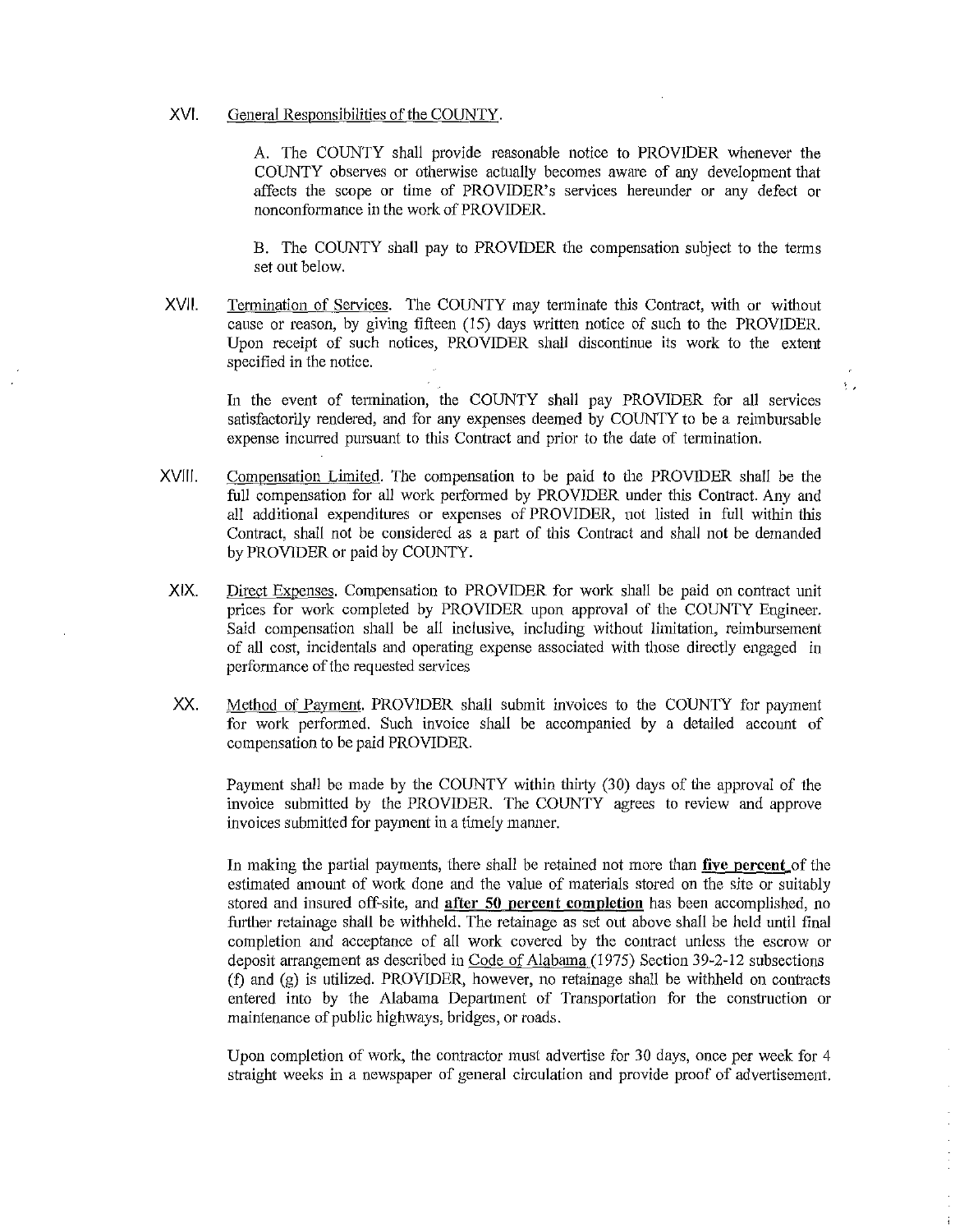XVI. General Responsibilities of the COUNTY.

A. The COUNTY shall provide reasonable notice to PROVIDER whenever the COUNTY observes or otherwise actually becomes aware of any development that affects the scope or time of PROVIDER's services hereunder or any defect or nonconformance in the work of PROVIDER.

B. The COUNTY shall pay to PROVIDER the compensation subject to the terms set out below.

XVII. Termination of Services. The COUNTY may terminate this Contract, with or without cause or reason, by giving fifteen (15) days written notice of such to the PROVIDER. Upon receipt of such notices, PROVIDER shall discontinue its work to the extent specified in the notice.

In the event of termination, the COUNTY shall pay PROVIDER for all services satisfactorily rendered, and for any expenses deemed by COUNTY to be a reimbursable expense incurred pursuant to this Contract and prior to the date of termination.

XVIII. Compensation Limited. The compensation to be paid to the PROVIDER shall be the full compensation for all work performed by PROVIDER under this Contract. Any and all additional expenditures or expenses of PROVIDER, not listed in full within this Contract, shall not be considered as a part of this Contract and shall not be demanded by PROVIDER or paid by COUNTY.

XIX. Direct Expenses. Compensation to PROVIDER for work shall be paid on contract unit prices for work completed by PROVIDER upon approval of the COUNTY Engineer. Said compensation shall be all inclusive, including without limitation, reimbursement of all cost, incidentals and operating expense associated with those directly engaged in performance of the requested services

XX. Method of Payment. PROVIDER shall submit invoices to the COUNTY for payment for work performed. Such invoice shall be accompanied by a detailed account of compensation to be paid PROVIDER.

Payment shall be made by the COUNTY within thirty (30) days of the approval of the invoice submitted by the PROVIDER. The COUNTY agrees to review and approve invoices submitted for payment in a timely manner.

In making the partial payments, there shall be retained not more than **five percent** of the estimated amount of work done and the value of materials stored on the site or suitably stored and insured off-site, and **after 50 percent completion** has been accomplished, no further retainage shall be withheld. The retainage as set out above shall be held until final completion and acceptance of all work covered by the contract unless the escrow or deposit arrangement as described in Code of Alabama (1975) Section 39-2-12 subsections (f) and (g) is utilized. PROVIDER, however, no retainage shall be withheld on contracts entered into by the Alabama Department of Transportation for the construction or maintenance of public highways, bridges, or roads.

Upon completion of work, the contractor must advertise for 30 days, once per week for 4 straight weeks in a newspaper of general circulation and provide proof of advertisement.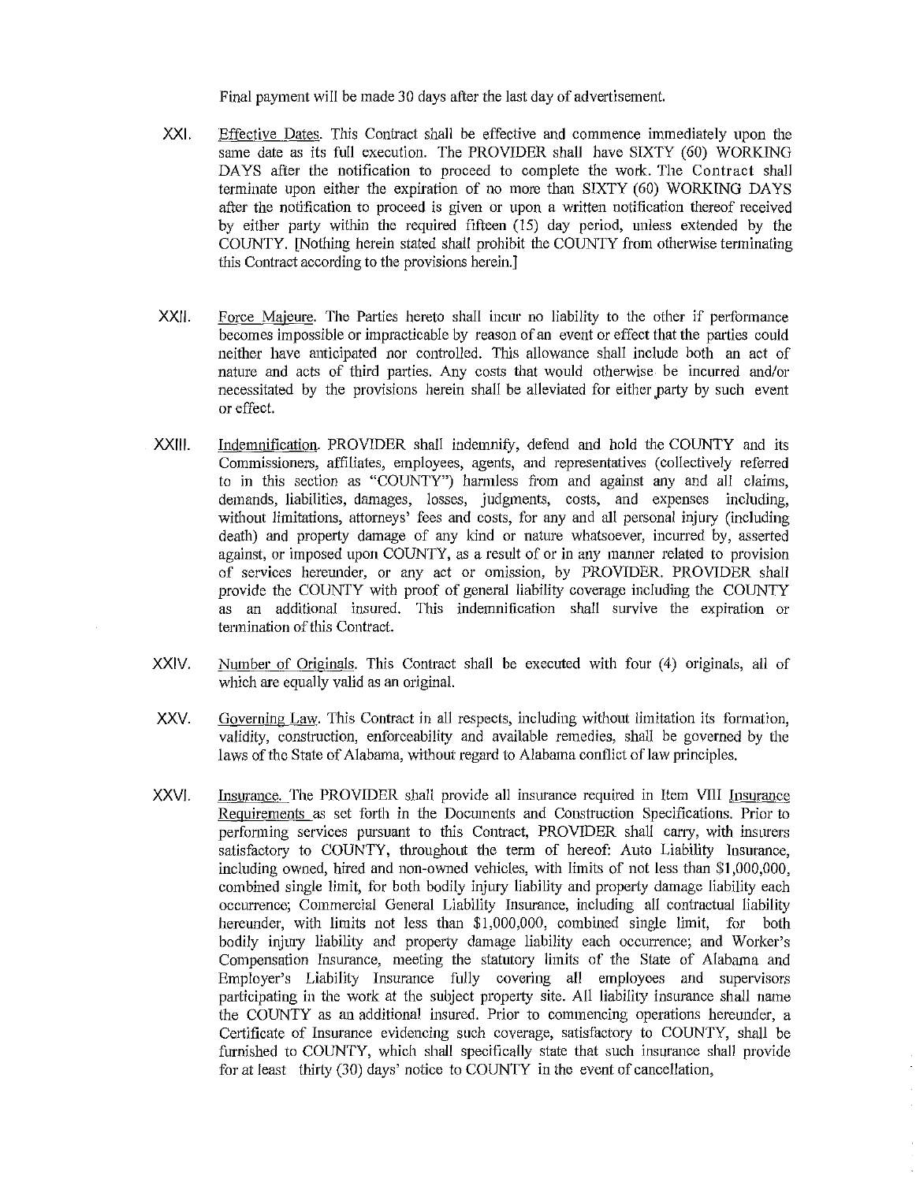Final payment will be made 30 days after the last day of advertisement.

XXI. Effective Dates. This Contract shall be effective and commence immediately upon the same date as its full execution. The PROVIDER shall have SIXTY (60) WORKING DAYS after the notification to proceed to complete the work. The Contract shall terminate upon either the expiration of no more than SIXTY (60) WORKING DAYS after the notification to proceed is given or upon a written notification thereof received by either party within the required fifteen (15) day period, unless extended by the COUNTY. [Nothing herein stated shall prohibit the COUNTY from otherwise terminating this Contract according to the provisions herein.]

XXII. Force Majeure. The Parties hereto shall incur no liability to the other if performance becomes impossible or impracticable by reason of an event or effect that the parties could neither have anticipated nor controlled. This allowance shall include both an act of nature and acts of third parties. Any costs that would otherwise be incurred and/or necessitated by the provisions herein shall be alleviated for either party by such event or effect.

XXIII. Indemnification. PROVIDER shall indemnify, defend and hold the COUNTY and its Commissioners, affiliates, employees, agents, and representatives (collectively referred to in this section as "COUNTY") harmless from and against any and all claims, demands, liabilities, damages, losses, judgments, costs, and expenses including, without limitations, attorneys' fees and costs, for any and all personal injury (including death) and property damage of any kind or nature whatsoever, incurred by, asserted against, or imposed upon COUNTY, as a result of or in any manner related to provision of services hereunder, or any act or omission, by PROVIDER. PROVIDER shall provide the COUNTY with proof of general liability coverage including the COUNTY as an additional insured. This indemnification shall survive the expiration or termination of this Contract.

XXIV. Number of Originals. This Contract shall be executed with four (4) originals, all of which are equally valid as an original.

XXV. Governing Law. This Contract in all respects, including without limitation its formation, validity, construction, enforceability and available remedies, shall be governed by the laws of the State of Alabama, without regard to Alabama conflict of law principles.

XXVI. Insurance. The PROVIDER shall provide all insurance required in Item VIII Insurance Requirements as set forth in the Documents and Construction Specifications. Prior to performing services pursuant to this Contract, PROVIDER shall carry, with insurers satisfactory to COUNTY, throughout the term of hereof: Auto Liability Insurance, including owned, hired and non-owned vehicles, with limits of not less than $1,000,000, combined single limit, for both bodily injury liability and property damage liability each occurrence; Commercial General Liability Insurance, including all contractual liability hereunder, with limits not less than $1,000,000, combined single limit, for both bodily injury liability and property damage liability each occurrence; and Worker's Compensation Insurance, meeting the statutory limits of the State of Alabama and Employer's Liability Insurance fully covering all employees and supervisors participating in the work at the subject property site. All liability insurance shall name the COUNTY as an additional insured. Prior to commencing operations hereunder, a Certificate of Insurance evidencing such coverage, satisfactory to COUNTY, shall be furnished to COUNTY, which shall specifically state that such insurance shall provide for at least thirty (30) days' notice to COUNTY in the event of cancellation,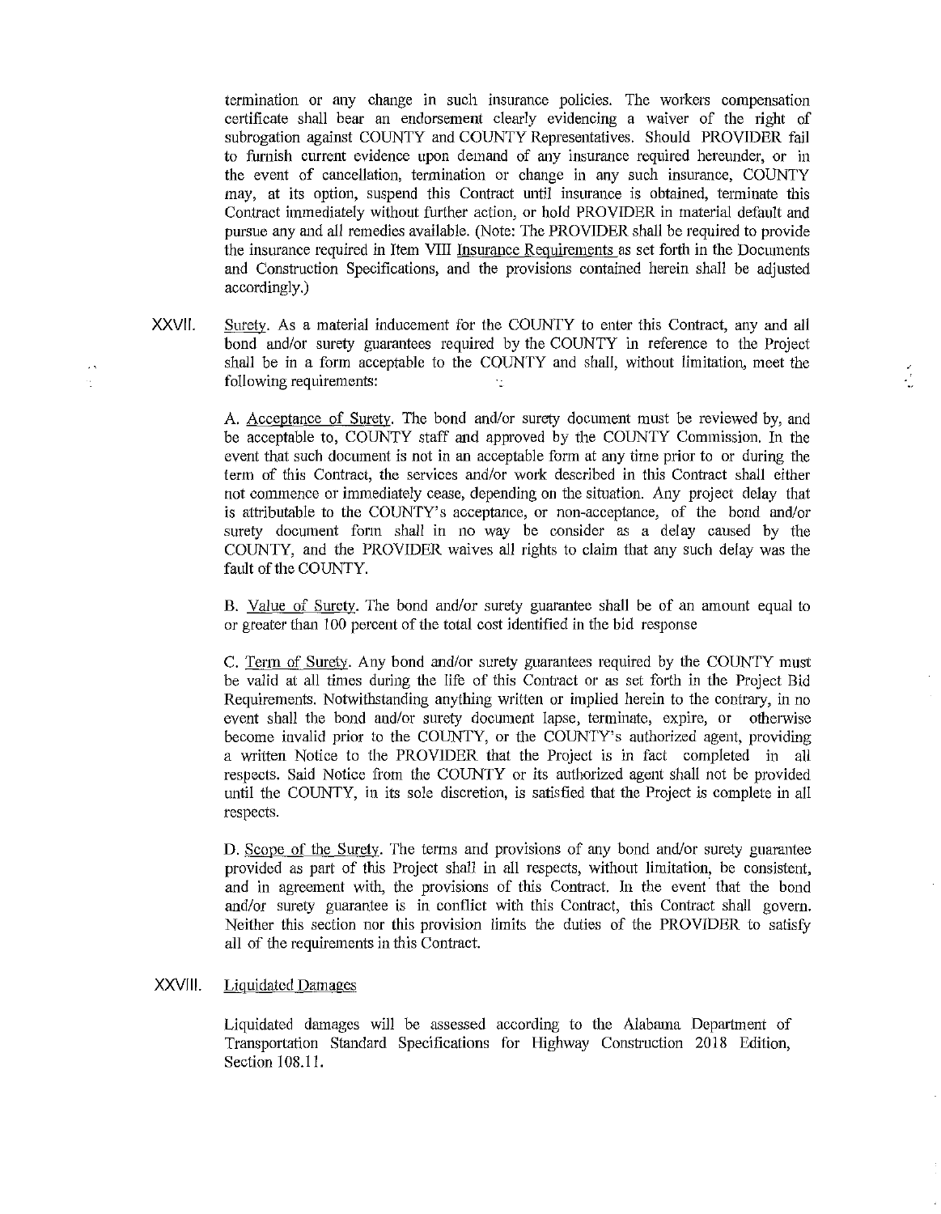termination or any change in such insurance policies. The workers compensation certificate shall bear an endorsement clearly evidencing a waiver of the right of subrogation against COUNTY and COUNTY Representatives. Should PROVIDER fail to furnish current evidence upon demand of any insurance required hereunder, or in the event of cancellation, termination or change in any such insurance, COUNTY may, at its option, suspend this Contract until insurance is obtained, terminate this Contract immediately without further action, or hold PROVIDER in material default and pursue any and all remedies available. (Note: The PROVIDER shall be required to provide the insurance required in Item VIII Insurance Requirements as set forth in the Documents and Construction Specifications, and the provisions contained herein shall be adjusted accordingly.)

XXVII. Surety. As a material inducement for the COUNTY to enter this Contract, any and all bond and/or surety guarantees required by the COUNTY in reference to the Project shall be in a form acceptable to the COUNTY and shall, without limitation, meet the following requirements:

A. Acceptance of Surety. The bond and/or surety document must be reviewed by, and be acceptable to, COUNTY staff and approved by the COUNTY Commission. In the event that such document is not in an acceptable form at any time prior to or during the term of this Contract, the services and/or work described in this Contract shall either not commence or immediately cease, depending on the situation. Any project delay that is attributable to the COUNTY's acceptance, or non-acceptance, of the bond and/or surety document form shall in no way be consider as a delay caused by the COUNTY, and the PROVIDER waives all rights to claim that any such delay was the fault of the COUNTY.

B. Value of Surety. The bond and/or surety guarantee shall be of an amount equal to or greater than 100 percent of the total cost identified in the bid response

C. Term of Surety. Any bond and/or surety guarantees required by the COUNTY must be valid at all times during the life of this Contract or as set forth in the Project Bid Requirements. Notwithstanding anything written or implied herein to the contrary, in no event shall the bond and/or surety document lapse, terminate, expire, or otherwise become invalid prior to the COUNTY, or the COUNTY's authorized agent, providing a written Notice to the PROVIDER that the Project is in fact completed in all respects. Said Notice from the COUNTY or its authorized agent shall not be provided until the COUNTY, in its sole discretion, is satisfied that the Project is complete in all respects.

D. Scope of the Surety. The terms and provisions of any bond and/or surety guarantee provided as part of this Project shall in all respects, without limitation, be consistent, and in agreement with, the provisions of this Contract. In the event that the bond and/or surety guarantee is in conflict with this Contract, this Contract shall govern. Neither this section nor this provision limits the duties of the PROVIDER to satisfy all of the requirements in this Contract.

XXVIII. Liquidated Damages

Liquidated damages will be assessed according to the Alabama Department of Transportation Standard Specifications for Highway Construction 2018 Edition, Section 108.11.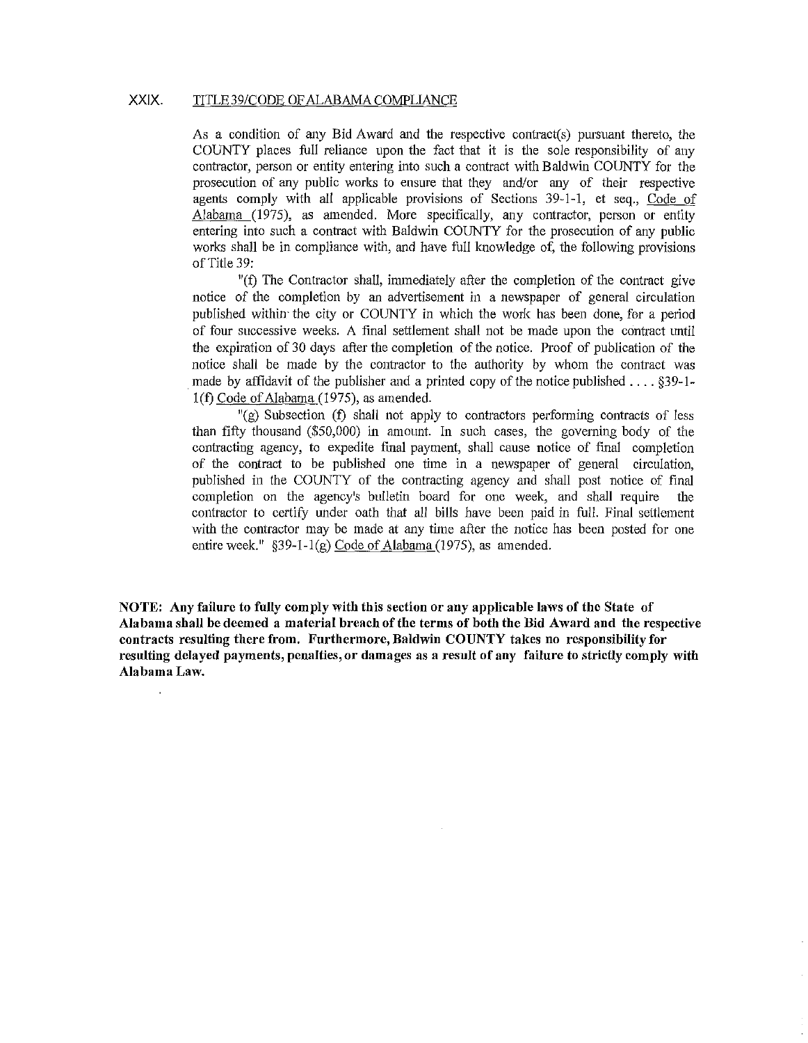## XXIX. TITLE 39/CODE OF ALABAMA COMPLIANCE

As a condition of any Bid Award and the respective contract(s) pursuant thereto, the COUNTY places full reliance upon the fact that it is the sole responsibility of any contractor, person or entity entering into such a contract with Baldwin COUNTY for the prosecution of any public works to ensure that they and/or any of their respective agents comply with all applicable provisions of Sections 39-1-1, et seq., Code of Alabama (1975), as amended. More specifically, any contractor, person or entity entering into such a contract with Baldwin COUNTY for the prosecution of any public works shall be in compliance with, and have full knowledge of, the following provisions of Title 39:

"(f) The Contractor shall, immediately after the completion of the contract give notice of the completion by an advertisement in a newspaper of general circulation published within the city or COUNTY in which the work has been done, for a period of four successive weeks. A final settlement shall not be made upon the contract until the expiration of 30 days after the completion of the notice. Proof of publication of the notice shall be made by the contractor to the authority by whom the contract was made by affidavit of the publisher and a printed copy of the notice published .... §39-1-1(f) Code of Alabama (1975), as amended.

"(g) Subsection (f) shall not apply to contractors performing contracts of less than fifty thousand ($50,000) in amount. In such cases, the governing body of the contracting agency, to expedite final payment, shall cause notice of final completion of the contract to be published one time in a newspaper of general circulation, published in the COUNTY of the contracting agency and shall post notice of final completion on the agency's bulletin board for one week, and shall require the contractor to certify under oath that all bills have been paid in full. Final settlement with the contractor may be made at any time after the notice has been posted for one entire week." §39-1-1(g) Code of Alabama (1975), as amended.

**NOTE: Any failure to fully comply with this section or any applicable laws of the State of Alabama shall be deemed a material breach of the terms of both the Bid Award and the respective contracts resulting there from. Furthermore, Baldwin COUNTY takes no responsibility for resulting delayed payments, penalties, or damages as a result of any failure to strictly comply with Alabama Law.**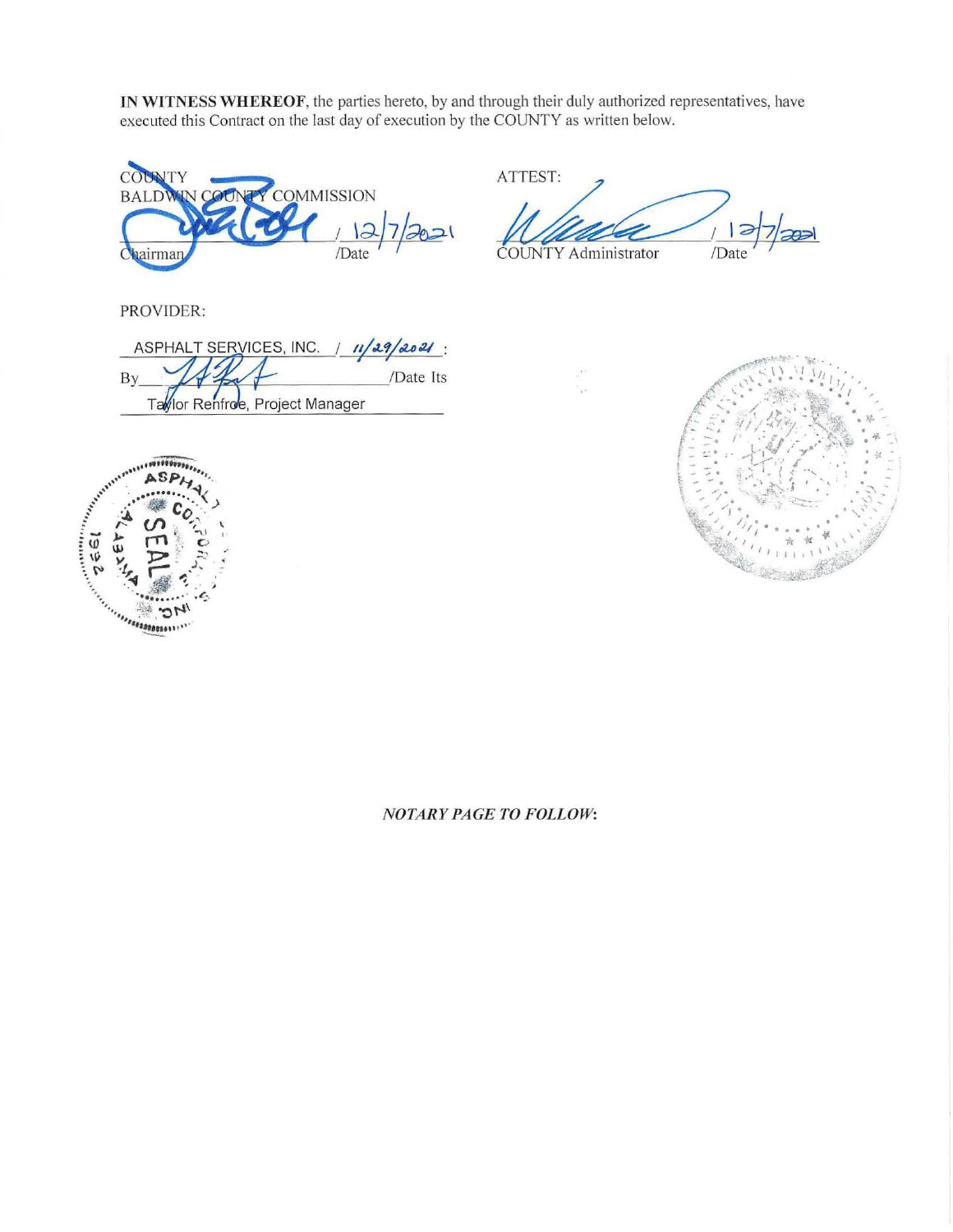**IN WITNESS WHEREOF**, the parties hereto, by and through their duly authorized representatives, have executed this Contract on the last day of execution by the COUNTY as written below.

COUNTY
BALDWIN COUNTY COMMISSION

_________________ / 12/7/2021
Chairman /Date

ATTEST:

_________________ / 12/7/2021
COUNTY Administrator /Date

PROVIDER:

ASPHALT SERVICES, INC. / 11/29/2021 :
By_________________ /Date Its
Taylor Renfroe, Project Manager

*NOTARY PAGE TO FOLLOW:*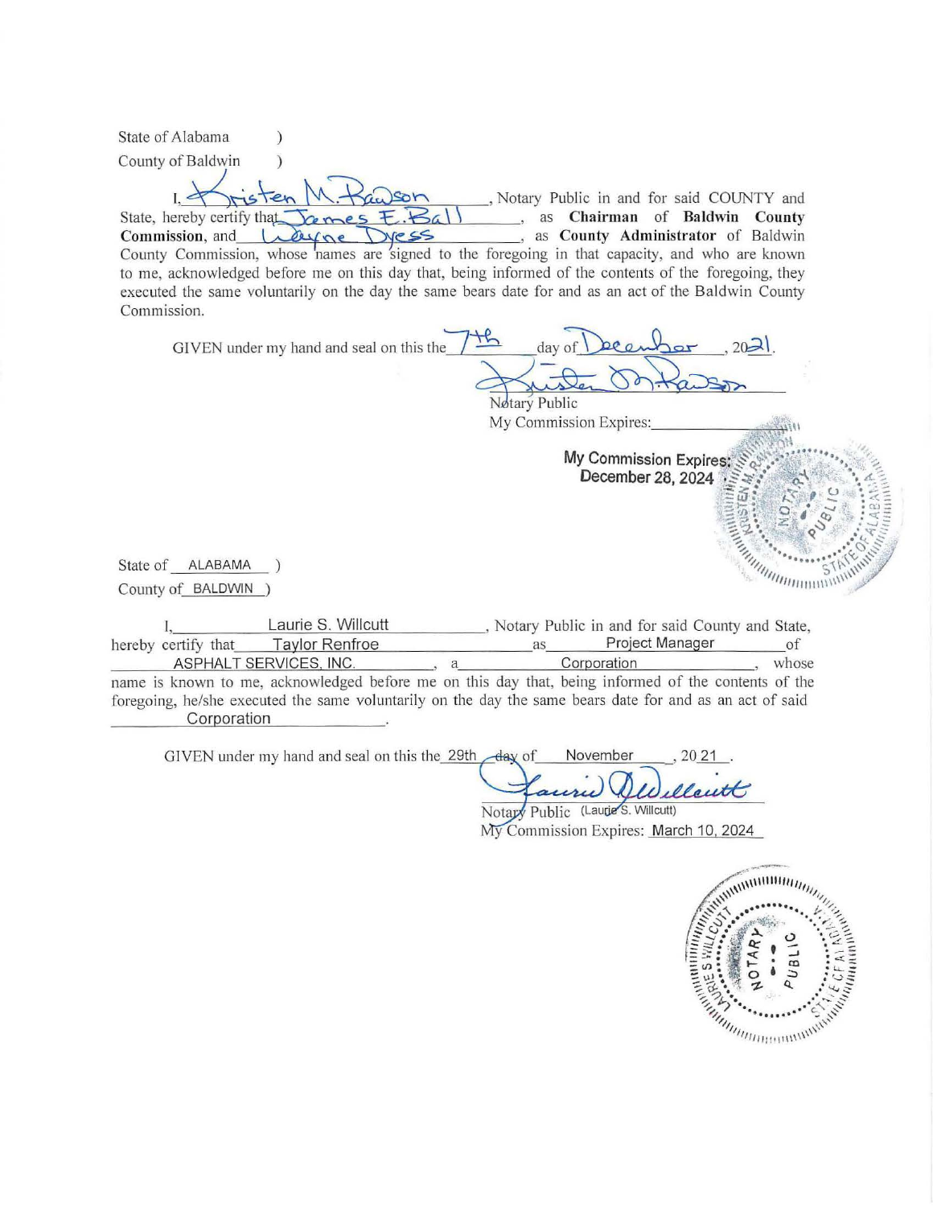State of Alabama )

County of Baldwin )

I, Kristen M. Rawson, Notary Public in and for said COUNTY and State, hereby certify that James E. Ball, as **Chairman** of **Baldwin County Commission**, and Wayne Dyess, as **County Administrator** of Baldwin County Commission, whose names are signed to the foregoing in that capacity, and who are known to me, acknowledged before me on this day that, being informed of the contents of the foregoing, they executed the same voluntarily on the day the same bears date for and as an act of the Baldwin County Commission.

GIVEN under my hand and seal on this the 7th day of December, 2021.

Kristen M. Rawson

Notary Public

My Commission Expires:

**My Commission Expires: December 28, 2024**

KRISTEN M. RAWSON NOTARY PUBLIC STATE OF ALABAMA

State of ALABAMA )

County of BALDWIN )

I, Laurie S. Willcutt, Notary Public in and for said County and State, hereby certify that Taylor Renfroe as Project Manager of ASPHALT SERVICES, INC., a Corporation, whose name is known to me, acknowledged before me on this day that, being informed of the contents of the foregoing, he/she executed the same voluntarily on the day the same bears date for and as an act of said Corporation.

GIVEN under my hand and seal on this the 29th day of November, 20 21.

Laurie S. Willcutt

Notary Public (Laurie S. Willcutt)

My Commission Expires: March 10, 2024

LAURIE S WILLCUTT NOTARY PUBLIC STATE OF ALABAMA